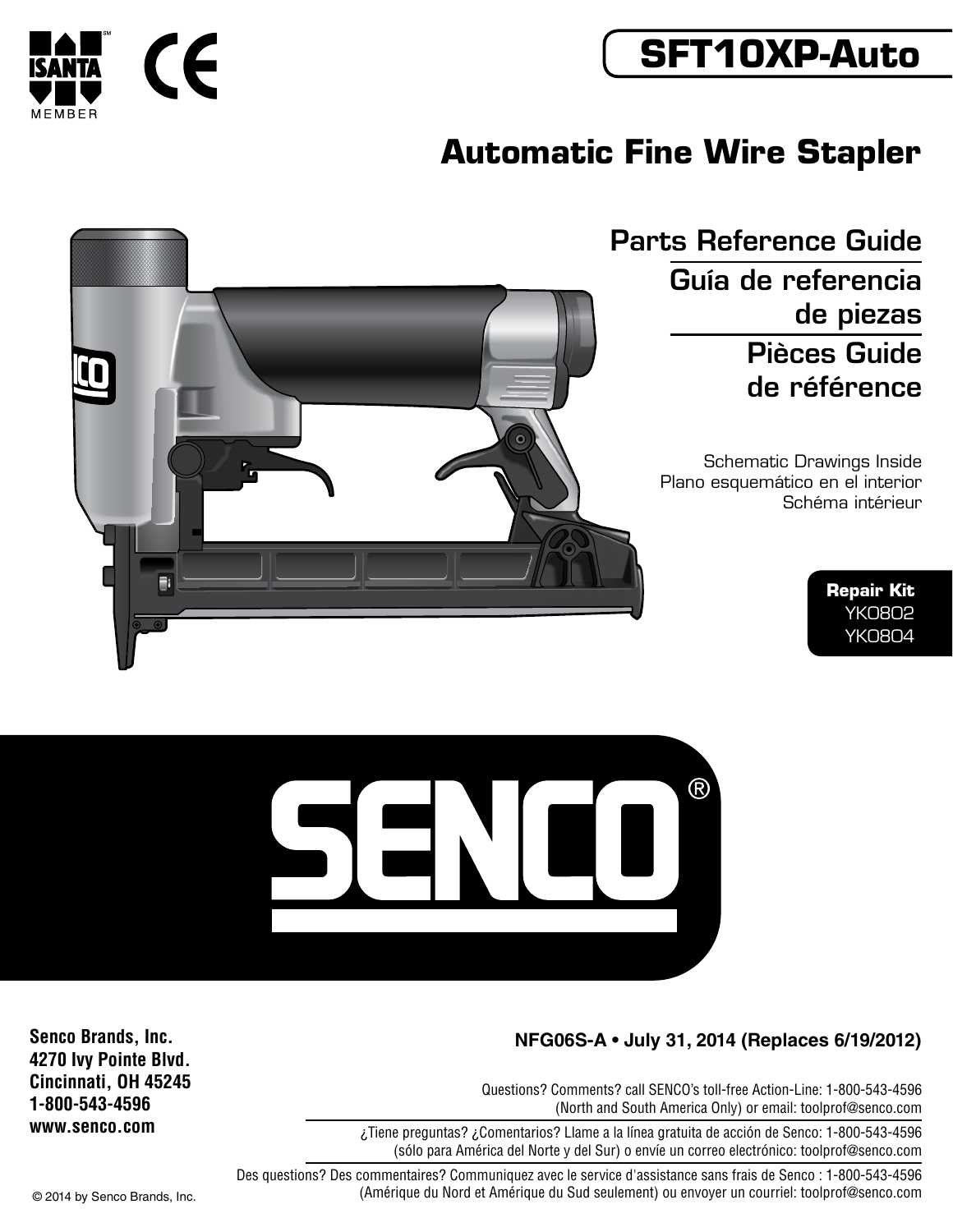ISANTA MEMBER

# SFT10XP-Auto

## Automatic Fine Wire Stapler

Parts Reference Guide

Guía de referencia de piezas

Pièces Guide de référence

Schematic Drawings Inside
Plano esquemático en el interior
Schéma intérieur

**Repair Kit**
YK0802
YK0804

SENCO®

**Senco Brands, Inc.**
**4270 Ivy Pointe Blvd.**
**Cincinnati, OH 45245**
**1-800-543-4596**
**www.senco.com**

**NFG06S-A • July 31, 2014 (Replaces 6/19/2012)**

Questions? Comments? call SENCO's toll-free Action-Line: 1-800-543-4596
(North and South America Only) or email: toolprof@senco.com

¿Tiene preguntas? ¿Comentarios? Llame a la línea gratuita de acción de Senco: 1-800-543-4596
(sólo para América del Norte y del Sur) o envíe un correo electrónico: toolprof@senco.com

Des questions? Des commentaires? Communiquez avec le service d'assistance sans frais de Senco : 1-800-543-4596
(Amérique du Nord et Amérique du Sud seulement) ou envoyer un courriel: toolprof@senco.com

© 2014 by Senco Brands, Inc.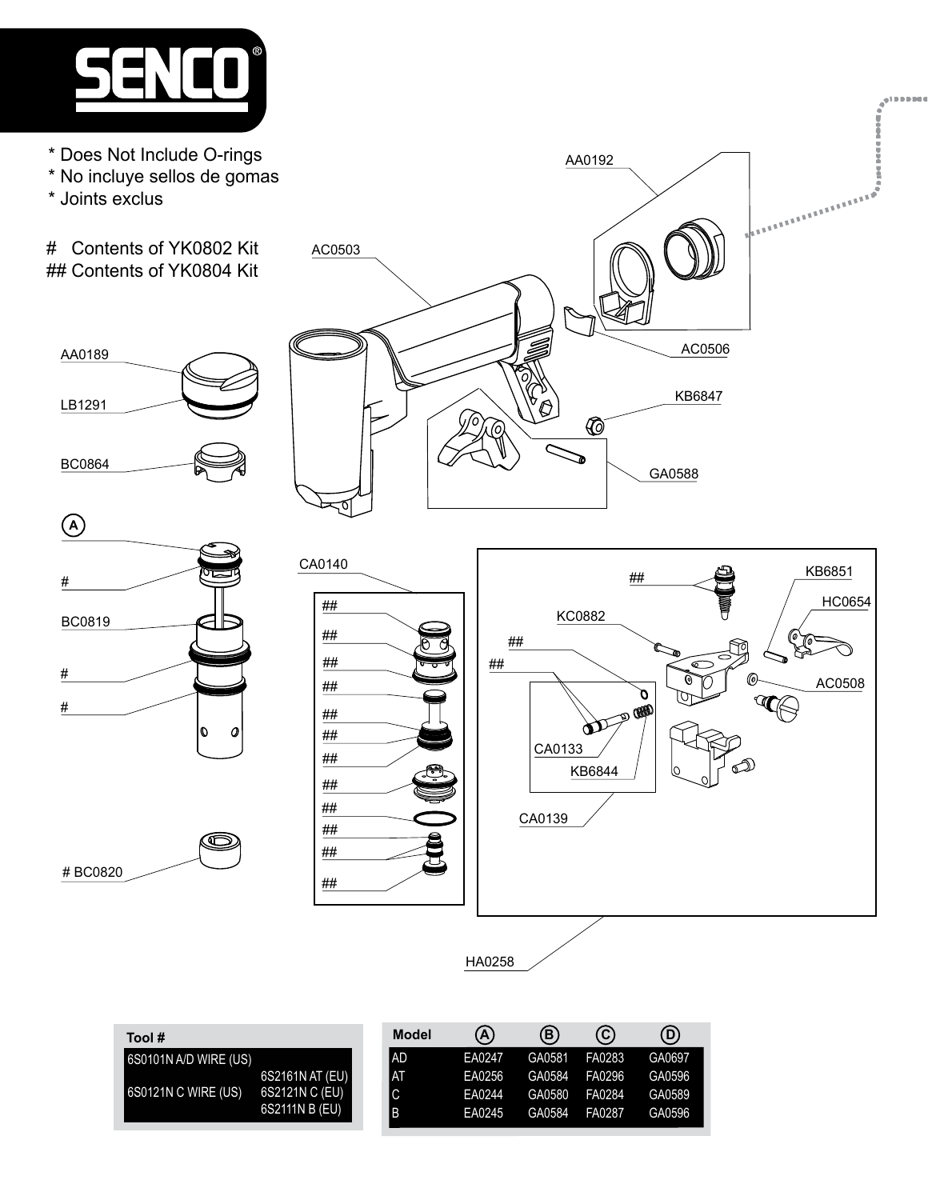# SENCO

\* Does Not Include O-rings
\* No incluye sellos de gomas
\* Joints exclus

\# Contents of YK0802 Kit
\## Contents of YK0804 Kit

AA0192

AC0503

AA0189

LB1291

AC0506

KB6847

BC0864

GA0588

(A)

\#

CA0140

\##

\##

KB6851

HC0654

BC0819

\##

KC0882

\##

\##

\##

\##

\#

\##

AC0508

\#

\##

\##

CA0133

\##

KB6844

\##

\##

CA0139

\##

\##

\# BC0820

\##

HA0258

| Tool # | |
|---|---|
| 6S0101N A/D WIRE (US) | |
| | 6S2161N AT (EU) |
| 6S0121N C WIRE (US) | 6S2121N C (EU) |
| | 6S2111N B (EU) |

| Model | (A) | (B) | (C) | (D) |
|---|---|---|---|---|
| AD | EA0247 | GA0581 | FA0283 | GA0697 |
| AT | EA0256 | GA0584 | FA0296 | GA0596 |
| C | EA0244 | GA0580 | FA0284 | GA0589 |
| B | EA0245 | GA0584 | FA0287 | GA0596 |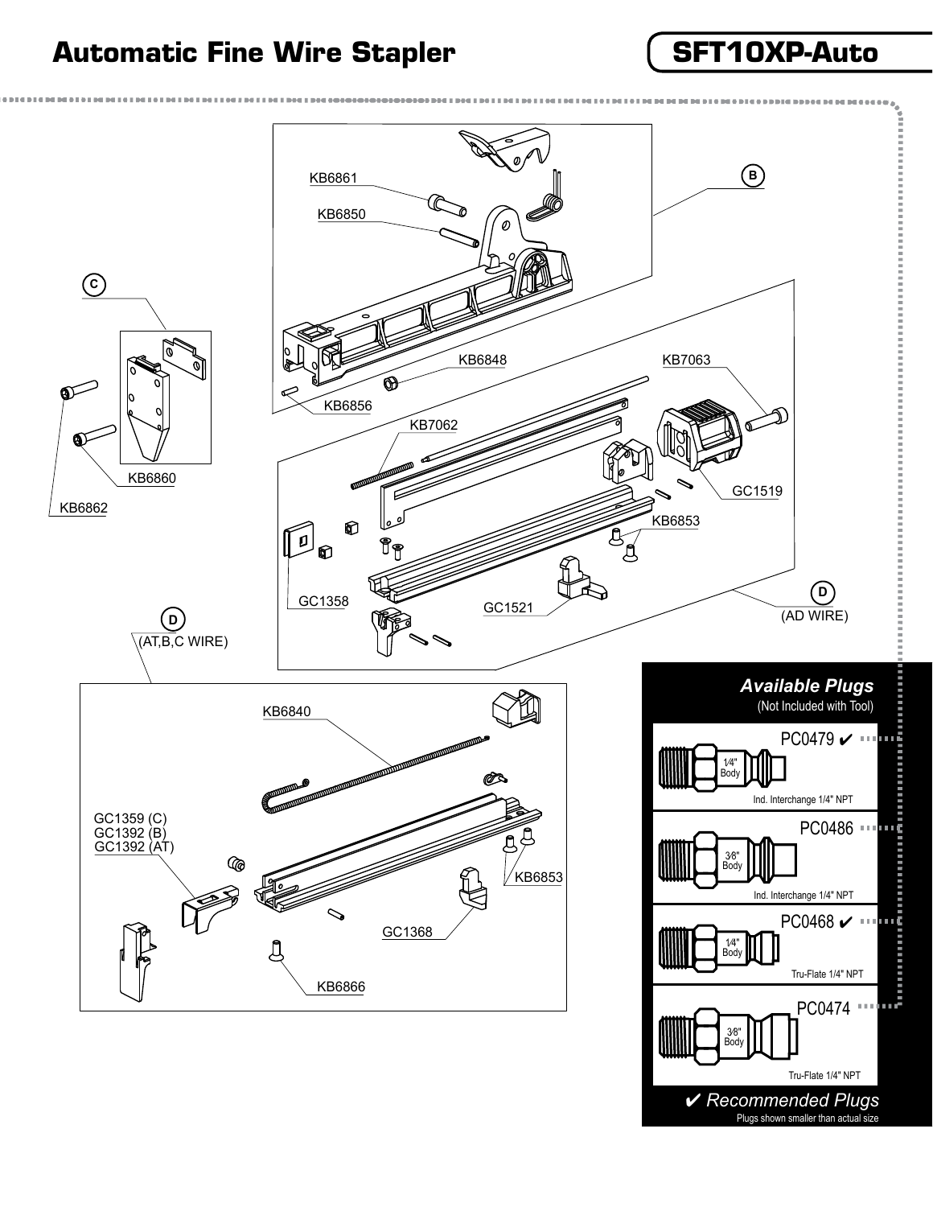# Automatic Fine Wire Stapler

## SFT10XP-Auto

B

KB6861

KB6850

C

KB6848

KB7063

KB6856

KB7062

KB6860

GC1519

KB6862

KB6853

GC1358

GC1521

D (AD WIRE)

D (AT,B,C WIRE)

KB6840

GC1359 (C)
GC1392 (B)
GC1392 (AT)

KB6853

GC1368

KB6866

### *Available Plugs*

(Not Included with Tool)

| Plug | Body | Type |
|---|---|---|
| PC0479 ✔ | 1⁄4" Body | Ind. Interchange 1/4" NPT |
| PC0486 | 3⁄8" Body | Ind. Interchange 1/4" NPT |
| PC0468 ✔ | 1⁄4" Body | Tru-Flate 1/4" NPT |
| PC0474 | 3⁄8" Body | Tru-Flate 1/4" NPT |

✔ *Recommended Plugs*

Plugs shown smaller than actual size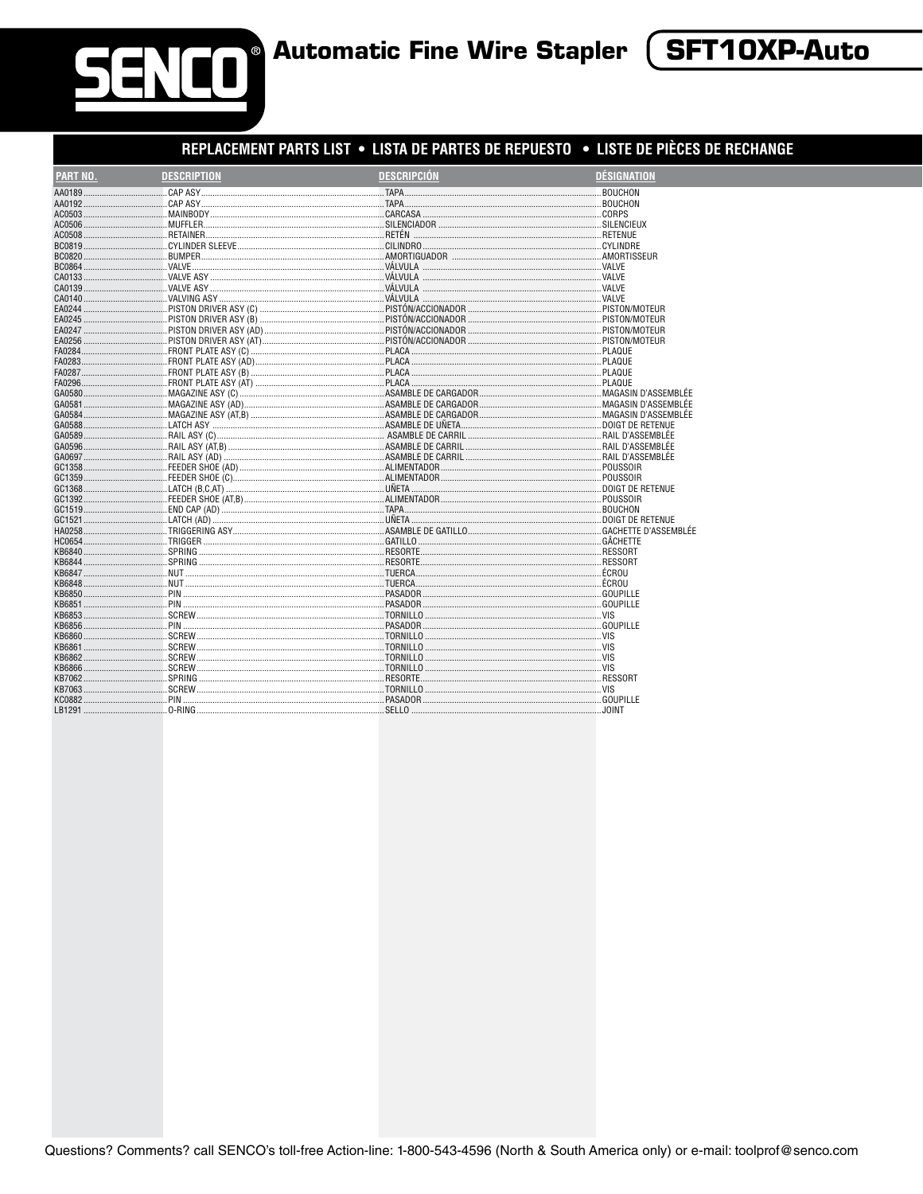# SENCO® Automatic Fine Wire Stapler SFT10XP-Auto

## REPLACEMENT PARTS LIST • LISTA DE PARTES DE REPUESTO • LISTE DE PIÈCES DE RECHANGE

| PART NO. | DESCRIPTION | DESCRIPCIÓN | DÉSIGNATION |
|---|---|---|---|
| AA0189 | CAP ASY | TAPA | BOUCHON |
| AA0192 | CAP ASY | TAPA | BOUCHON |
| AC0503 | MAINBODY | CARCASA | CORPS |
| AC0506 | MUFFLER | SILENCIADOR | SILENCIEUX |
| AC0508 | RETAINER | RETÉN | RETENUE |
| BC0819 | CYLINDER SLEEVE | CILINDRO | CYLINDRE |
| BC0820 | BUMPER | AMORTIGUADOR | AMORTISSEUR |
| BC0864 | VALVE | VÁLVULA | VALVE |
| CA0133 | VALVE ASY | VÁLVULA | VALVE |
| CA0139 | VALVE ASY | VÁLVULA | VALVE |
| CA0140 | VALVING ASY | VÁLVULA | VALVE |
| EA0244 | PISTON DRIVER ASY (C) | PISTÓN/ACCIONADOR | PISTON/MOTEUR |
| EA0245 | PISTON DRIVER ASY (B) | PISTÓN/ACCIONADOR | PISTON/MOTEUR |
| EA0247 | PISTON DRIVER ASY (AD) | PISTÓN/ACCIONADOR | PISTON/MOTEUR |
| EA0256 | PISTON DRIVER ASY (AT) | PISTÓN/ACCIONADOR | PISTON/MOTEUR |
| FA0284 | FRONT PLATE ASY (C) | PLACA | PLAQUE |
| FA0283 | FRONT PLATE ASY (AD) | PLACA | PLAQUE |
| FA0287 | FRONT PLATE ASY (B) | PLACA | PLAQUE |
| FA0296 | FRONT PLATE ASY (AT) | PLACA | PLAQUE |
| GA0580 | MAGAZINE ASY (C) | ASAMBLE DE CARGADOR | MAGASIN D'ASSEMBLÉE |
| GA0581 | MAGAZINE ASY (AD) | ASAMBLE DE CARGADOR | MAGASIN D'ASSEMBLÉE |
| GA0584 | MAGAZINE ASY (AT,B) | ASAMBLE DE CARGADOR | MAGASIN D'ASSEMBLÉE |
| GA0588 | LATCH ASY | ASAMBLE DE UÑETA | DOIGT DE RETENUE |
| GA0589 | RAIL ASY (C) | ASAMBLE DE CARRIL | RAIL D'ASSEMBLÉE |
| GA0596 | RAIL ASY (AT,B) | ASAMBLE DE CARRIL | RAIL D'ASSEMBLÉE |
| GA0697 | RAIL ASY (AD) | ASAMBLE DE CARRIL | RAIL D'ASSEMBLÉE |
| GC1358 | FEEDER SHOE (AD) | ALIMENTADOR | POUSSOIR |
| GC1359 | FEEDER SHOE (C) | ALIMENTADOR | POUSSOIR |
| GC1368 | LATCH (B,C,AT) | UÑETA | DOIGT DE RETENUE |
| GC1392 | FEEDER SHOE (AT,B) | ALIMENTADOR | POUSSOIR |
| GC1519 | END CAP (AD) | TAPA | BOUCHON |
| GC1521 | LATCH (AD) | UÑETA | DOIGT DE RETENUE |
| HA0258 | TRIGGERING ASY | ASAMBLE DE GATILLO | GACHETTE D'ASSEMBLÉE |
| HC0654 | TRIGGER | GATILLO | GÂCHETTE |
| KB6840 | SPRING | RESORTE | RESSORT |
| KB6844 | SPRING | RESORTE | RESSORT |
| KB6847 | NUT | TUERCA | ÉCROU |
| KB6848 | NUT | TUERCA | ÉCROU |
| KB6850 | PIN | PASADOR | GOUPILLE |
| KB6851 | PIN | PASADOR | GOUPILLE |
| KB6853 | SCREW | TORNILLO | VIS |
| KB6856 | PIN | PASADOR | GOUPILLE |
| KB6860 | SCREW | TORNILLO | VIS |
| KB6861 | SCREW | TORNILLO | VIS |
| KB6862 | SCREW | TORNILLO | VIS |
| KB6866 | SCREW | TORNILLO | VIS |
| KB7062 | SPRING | RESORTE | RESSORT |
| KB7063 | SCREW | TORNILLO | VIS |
| KC0882 | PIN | PASADOR | GOUPILLE |
| LB1291 | O-RING | SELLO | JOINT |

Questions? Comments? call SENCO's toll-free Action-line: 1-800-543-4596 (North & South America only) or e-mail: toolprof@senco.com